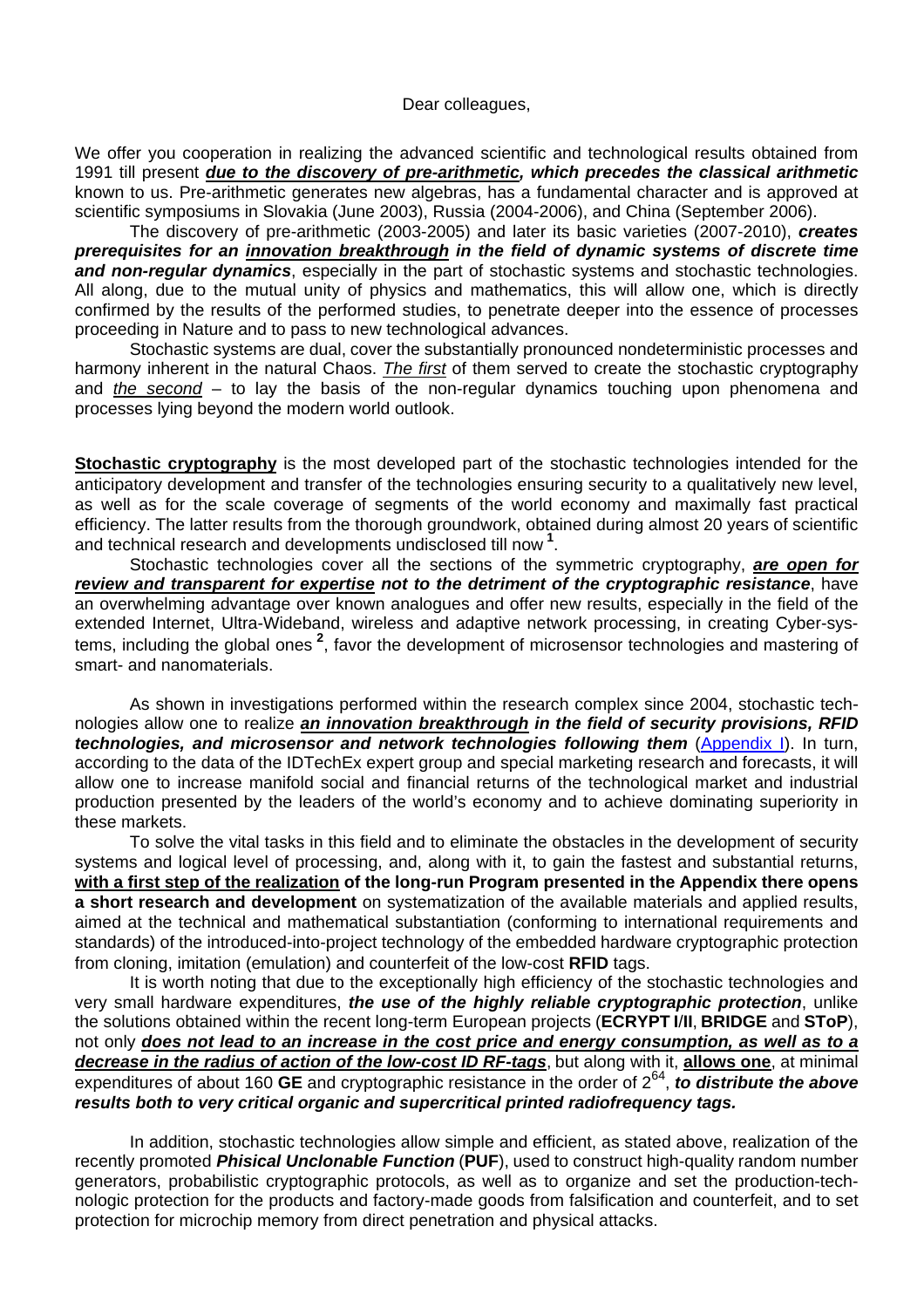Dear colleagues,

We offer you cooperation in realizing the advanced scientific and technological results obtained from 1991 till present ***<u>due to the discovery of pre-arithmetic</u>*, *which precedes the classical arithmetic*** known to us. Pre-arithmetic generates new algebras, has a fundamental character and is approved at scientific symposiums in Slovakia (June 2003), Russia (2004-2006), and China (September 2006).

The discovery of pre-arithmetic (2003-2005) and later its basic varieties (2007-2010), ***creates prerequisites for an <u>innovation breakthrough</u> in the field of dynamic systems of discrete time and non-regular dynamics***, especially in the part of stochastic systems and stochastic technologies. All along, due to the mutual unity of physics and mathematics, this will allow one, which is directly confirmed by the results of the performed studies, to penetrate deeper into the essence of processes proceeding in Nature and to pass to new technological advances.

Stochastic systems are dual, cover the substantially pronounced nondeterministic processes and harmony inherent in the natural Chaos. *<u>The first</u>* of them served to create the stochastic cryptography and *<u>the second</u>* – to lay the basis of the non-regular dynamics touching upon phenomena and processes lying beyond the modern world outlook.

**<u>Stochastic cryptography</u>** is the most developed part of the stochastic technologies intended for the anticipatory development and transfer of the technologies ensuring security to a qualitatively new level, as well as for the scale coverage of segments of the world economy and maximally fast practical efficiency. The latter results from the thorough groundwork, obtained during almost 20 years of scientific and technical research and developments undisclosed till now [1].

Stochastic technologies cover all the sections of the symmetric cryptography, ***<u>are open for review and transparent for expertise</u> not to the detriment of the cryptographic resistance***, have an overwhelming advantage over known analogues and offer new results, especially in the field of the extended Internet, Ultra-Wideband, wireless and adaptive network processing, in creating Cyber-systems, including the global ones [2], favor the development of microsensor technologies and mastering of smart- and nanomaterials.

As shown in investigations performed within the research complex since 2004, stochastic technologies allow one to realize ***<u>an innovation breakthrough</u> in the field of security provisions, RFID technologies, and microsensor and network technologies following them*** (<u>Appendix I</u>). In turn, according to the data of the IDTechEx expert group and special marketing research and forecasts, it will allow one to increase manifold social and financial returns of the technological market and industrial production presented by the leaders of the world's economy and to achieve dominating superiority in these markets.

To solve the vital tasks in this field and to eliminate the obstacles in the development of security systems and logical level of processing, and, along with it, to gain the fastest and substantial returns, **<u>with a first step of the realization</u> of the long-run Program presented in the Appendix there opens a short research and development** on systematization of the available materials and applied results, aimed at the technical and mathematical substantiation (conforming to international requirements and standards) of the introduced-into-project technology of the embedded hardware cryptographic protection from cloning, imitation (emulation) and counterfeit of the low-cost **RFID** tags.

It is worth noting that due to the exceptionally high efficiency of the stochastic technologies and very small hardware expenditures, ***the use of the highly reliable cryptographic protection***, unlike the solutions obtained within the recent long-term European projects (**ECRYPT I/II**, **BRIDGE** and **SToP**), not only ***<u>does not lead to an increase in the cost price and energy consumption, as well as to a decrease in the radius of action of the low-cost ID RF-tags</u>***, but along with it, **<u>allows one</u>**, at minimal expenditures of about 160 **GE** and cryptographic resistance in the order of $2^{64}$, ***to distribute the above results both to very critical organic and supercritical printed radiofrequency tags.***

In addition, stochastic technologies allow simple and efficient, as stated above, realization of the recently promoted ***Phisical Unclonable Function*** (**PUF**), used to construct high-quality random number generators, probabilistic cryptographic protocols, as well as to organize and set the production-technologic protection for the products and factory-made goods from falsification and counterfeit, and to set protection for microchip memory from direct penetration and physical attacks.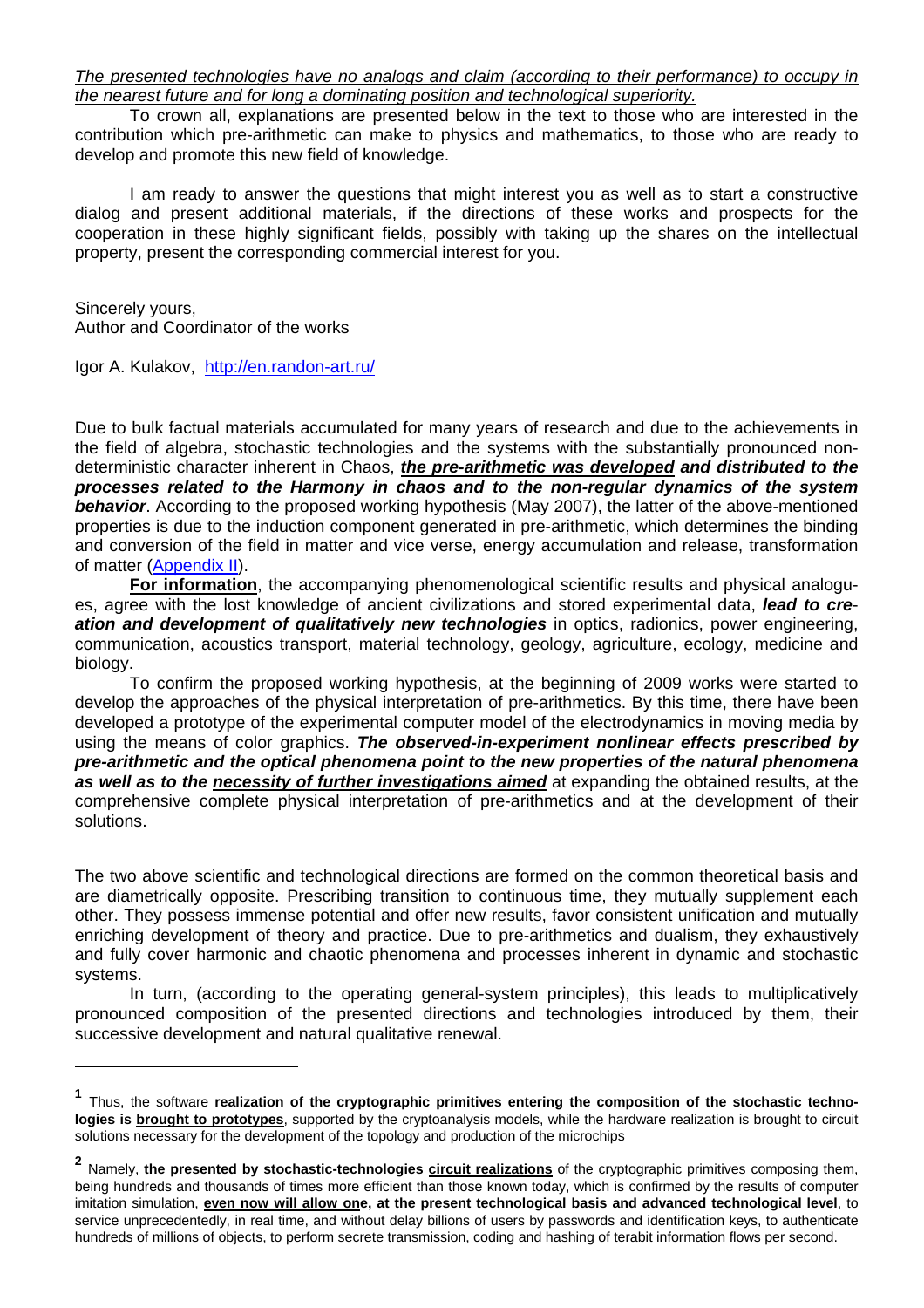*The presented technologies have no analogs and claim (according to their performance) to occupy in the nearest future and for long a dominating position and technological superiority.*

To crown all, explanations are presented below in the text to those who are interested in the contribution which pre-arithmetic can make to physics and mathematics, to those who are ready to develop and promote this new field of knowledge.

I am ready to answer the questions that might interest you as well as to start a constructive dialog and present additional materials, if the directions of these works and prospects for the cooperation in these highly significant fields, possibly with taking up the shares on the intellectual property, present the corresponding commercial interest for you.

Sincerely yours,
Author and Coordinator of the works

Igor A. Kulakov, [http://en.randon-art.ru/](http://en.randon-art.ru/)

Due to bulk factual materials accumulated for many years of research and due to the achievements in the field of algebra, stochastic technologies and the systems with the substantially pronounced non-deterministic character inherent in Chaos, ***the pre-arithmetic was developed and distributed to the processes related to the Harmony in chaos and to the non-regular dynamics of the system behavior***. According to the proposed working hypothesis (May 2007), the latter of the above-mentioned properties is due to the induction component generated in pre-arithmetic, which determines the binding and conversion of the field in matter and vice verse, energy accumulation and release, transformation of matter (Appendix II).

**For information**, the accompanying phenomenological scientific results and physical analogues, agree with the lost knowledge of ancient civilizations and stored experimental data, ***lead to creation and development of qualitatively new technologies*** in optics, radionics, power engineering, communication, acoustics transport, material technology, geology, agriculture, ecology, medicine and biology.

To confirm the proposed working hypothesis, at the beginning of 2009 works were started to develop the approaches of the physical interpretation of pre-arithmetics. By this time, there have been developed a prototype of the experimental computer model of the electrodynamics in moving media by using the means of color graphics. ***The observed-in-experiment nonlinear effects prescribed by pre-arithmetic and the optical phenomena point to the new properties of the natural phenomena as well as to the necessity of further investigations aimed*** at expanding the obtained results, at the comprehensive complete physical interpretation of pre-arithmetics and at the development of their solutions.

The two above scientific and technological directions are formed on the common theoretical basis and are diametrically opposite. Prescribing transition to continuous time, they mutually supplement each other. They possess immense potential and offer new results, favor consistent unification and mutually enriching development of theory and practice. Due to pre-arithmetics and dualism, they exhaustively and fully cover harmonic and chaotic phenomena and processes inherent in dynamic and stochastic systems.

In turn, (according to the operating general-system principles), this leads to multiplicatively pronounced composition of the presented directions and technologies introduced by them, their successive development and natural qualitative renewal.

---

[1] Thus, the software **realization of the cryptographic primitives entering the composition of the stochastic technologies is brought to prototypes**, supported by the cryptoanalysis models, while the hardware realization is brought to circuit solutions necessary for the development of the topology and production of the microchips

[2] Namely, **the presented by stochastic-technologies circuit realizations** of the cryptographic primitives composing them, being hundreds and thousands of times more efficient than those known today, which is confirmed by the results of computer imitation simulation, **even now will allow one, at the present technological basis and advanced technological level**, to service unprecedentedly, in real time, and without delay billions of users by passwords and identification keys, to authenticate hundreds of millions of objects, to perform secrete transmission, coding and hashing of terabit information flows per second.